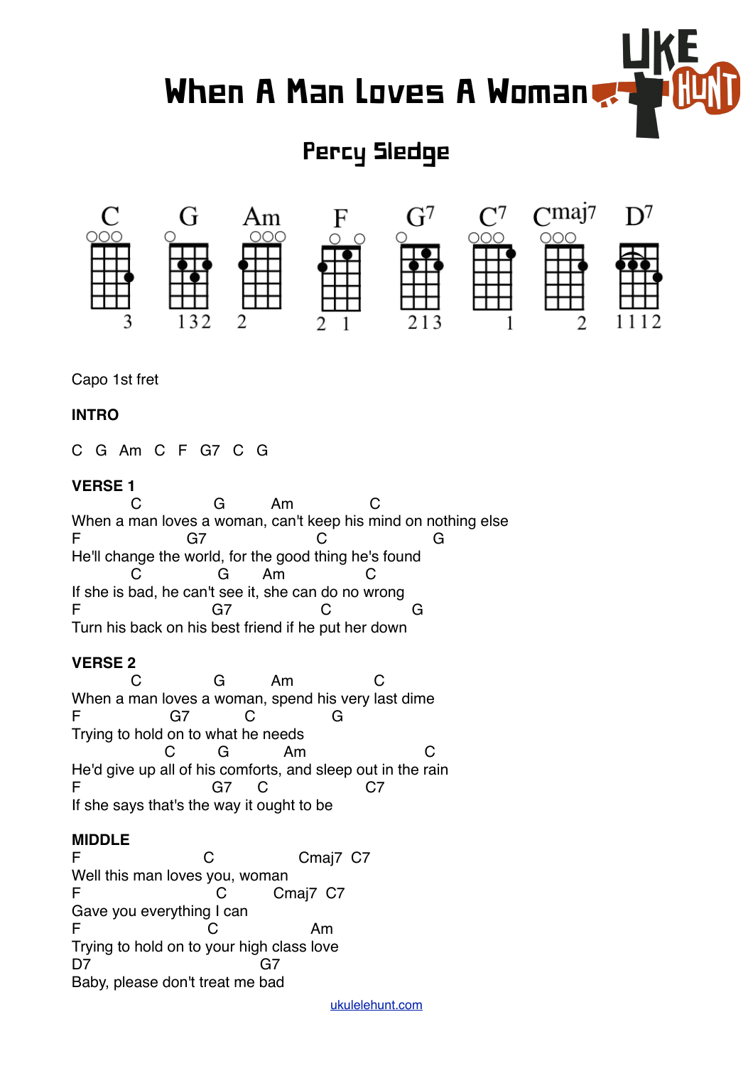# When A Man Loves A Woman

## Percy Sledge

C G Am F G7 C7 Cmaj7 D7

Capo 1st fret

**INTRO**

C G Am C F G7 C G

**VERSE 1**

```
          C              G          Am                C
When a man loves a woman, can't keep his mind on nothing else
F                 G7                   C                   G
He'll change the world, for the good thing he's found
          C               G        Am               C
If she is bad, he can't see it, she can do no wrong
F                         G7                  C                G
Turn his back on his best friend if he put her down
```

**VERSE 2**

```
          C              G          Am                 C
When a man loves a woman, spend his very last dime
F                  G7            C                 G
Trying to hold on to what he needs
                  C          G             Am                       C
He'd give up all of his comforts, and sleep out in the rain
F                         G7      C                 C7
If she says that's the way it ought to be
```

**MIDDLE**

```
F                        C                    Cmaj7  C7
Well this man loves you, woman
F                          C            Cmaj7  C7
Gave you everything I can
F                         C                   Am
Trying to hold on to your high class love
D7                                  G7
Baby, please don't treat me bad
```

ukulelehunt.com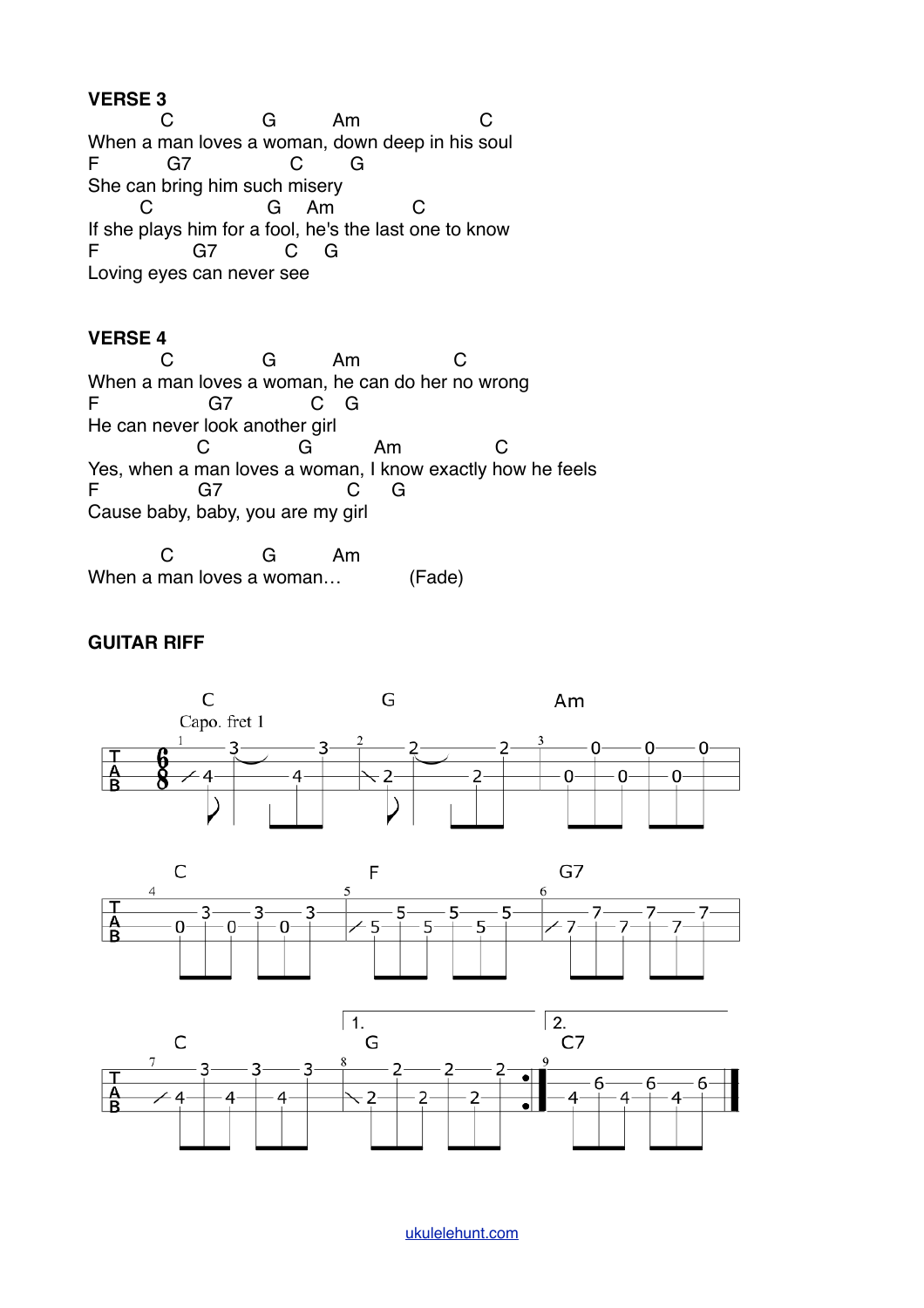**VERSE 3**

```
         C              G         Am                  C
When a man loves a woman, down deep in his soul
F           G7                 C        G
She can bring him such misery
       C                     G    Am             C
If she plays him for a fool, he's the last one to know
F                 G7           C     G
Loving eyes can never see
```

**VERSE 4**

```
         C              G         Am              C
When a man loves a woman, he can do her no wrong
F                G7             C    G
He can never look another girl
              C               G          Am               C
Yes, when a man loves a woman, I know exactly how he feels
F               G7                  C      G
Cause baby, baby, you are my girl

         C              G         Am
When a man loves a woman…            (Fade)
```

**GUITAR RIFF**

Capo. fret 1

```
   C                   G                   Am
T |-3~~~~~-----3--|-2~~~~~-----2--|-0---0---0----|
A |/4---------4---|\2---------2---|-0---0---0----|
B |---------------|---------------|--------------|
6/8

   C                   F                   G7
T |---3---3---3---|---5---5---5---|---7---7---7---|
A |-0---0---0-----|/5---5---5-----|/7---7---7-----|
B |---------------|---------------|---------------|

                      1.                 2.
   C                   G                   C7
T |---3---3---3---|---2---2---2--:|---6---6---6--||
A |/4---4---4-----|\2---2---2----:|-4---4---4----||
B |---------------|--------------:|--------------||
```